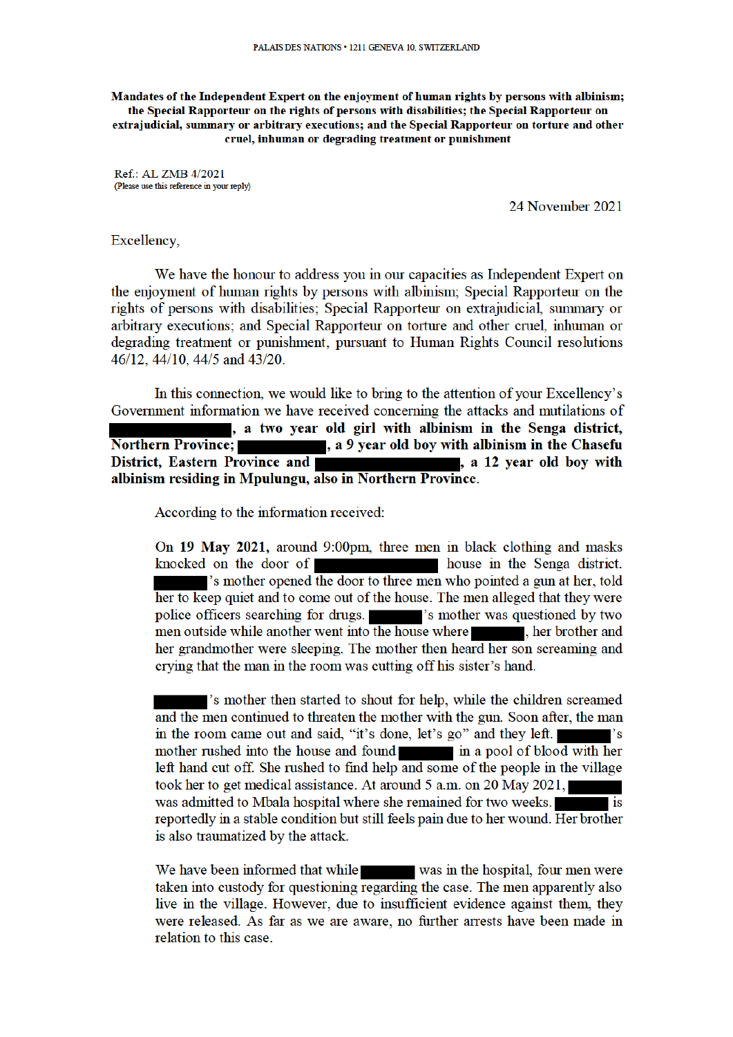PALAIS DES NATIONS • 1211 GENEVA 10, SWITZERLAND

**Mandates of the Independent Expert on the enjoyment of human rights by persons with albinism; the Special Rapporteur on the rights of persons with disabilities; the Special Rapporteur on extrajudicial, summary or arbitrary executions; and the Special Rapporteur on torture and other cruel, inhuman or degrading treatment or punishment**

Ref.: AL ZMB 4/2021
(Please use this reference in your reply)

24 November 2021

Excellency,

We have the honour to address you in our capacities as Independent Expert on the enjoyment of human rights by persons with albinism; Special Rapporteur on the rights of persons with disabilities; Special Rapporteur on extrajudicial, summary or arbitrary executions; and Special Rapporteur on torture and other cruel, inhuman or degrading treatment or punishment, pursuant to Human Rights Council resolutions 46/12, 44/10, 44/5 and 43/20.

In this connection, we would like to bring to the attention of your Excellency's Government information we have received concerning the attacks and mutilations of **[REDACTED], a two year old girl with albinism in the Senga district, Northern Province; [REDACTED], a 9 year old boy with albinism in the Chasefu District, Eastern Province and [REDACTED], a 12 year old boy with albinism residing in Mpulungu, also in Northern Province.**

According to the information received:

> **On 19 May 2021,** around 9:00pm, three men in black clothing and masks knocked on the door of [REDACTED] house in the Senga district. [REDACTED]'s mother opened the door to three men who pointed a gun at her, told her to keep quiet and to come out of the house. The men alleged that they were police officers searching for drugs. [REDACTED]'s mother was questioned by two men outside while another went into the house where [REDACTED], her brother and her grandmother were sleeping. The mother then heard her son screaming and crying that the man in the room was cutting off his sister's hand.
>
> [REDACTED]'s mother then started to shout for help, while the children screamed and the men continued to threaten the mother with the gun. Soon after, the man in the room came out and said, "it's done, let's go" and they left. [REDACTED]'s mother rushed into the house and found [REDACTED] in a pool of blood with her left hand cut off. She rushed to find help and some of the people in the village took her to get medical assistance. At around 5 a.m. on 20 May 2021, [REDACTED] was admitted to Mbala hospital where she remained for two weeks. [REDACTED] is reportedly in a stable condition but still feels pain due to her wound. Her brother is also traumatized by the attack.
>
> We have been informed that while [REDACTED] was in the hospital, four men were taken into custody for questioning regarding the case. The men apparently also live in the village. However, due to insufficient evidence against them, they were released. As far as we are aware, no further arrests have been made in relation to this case.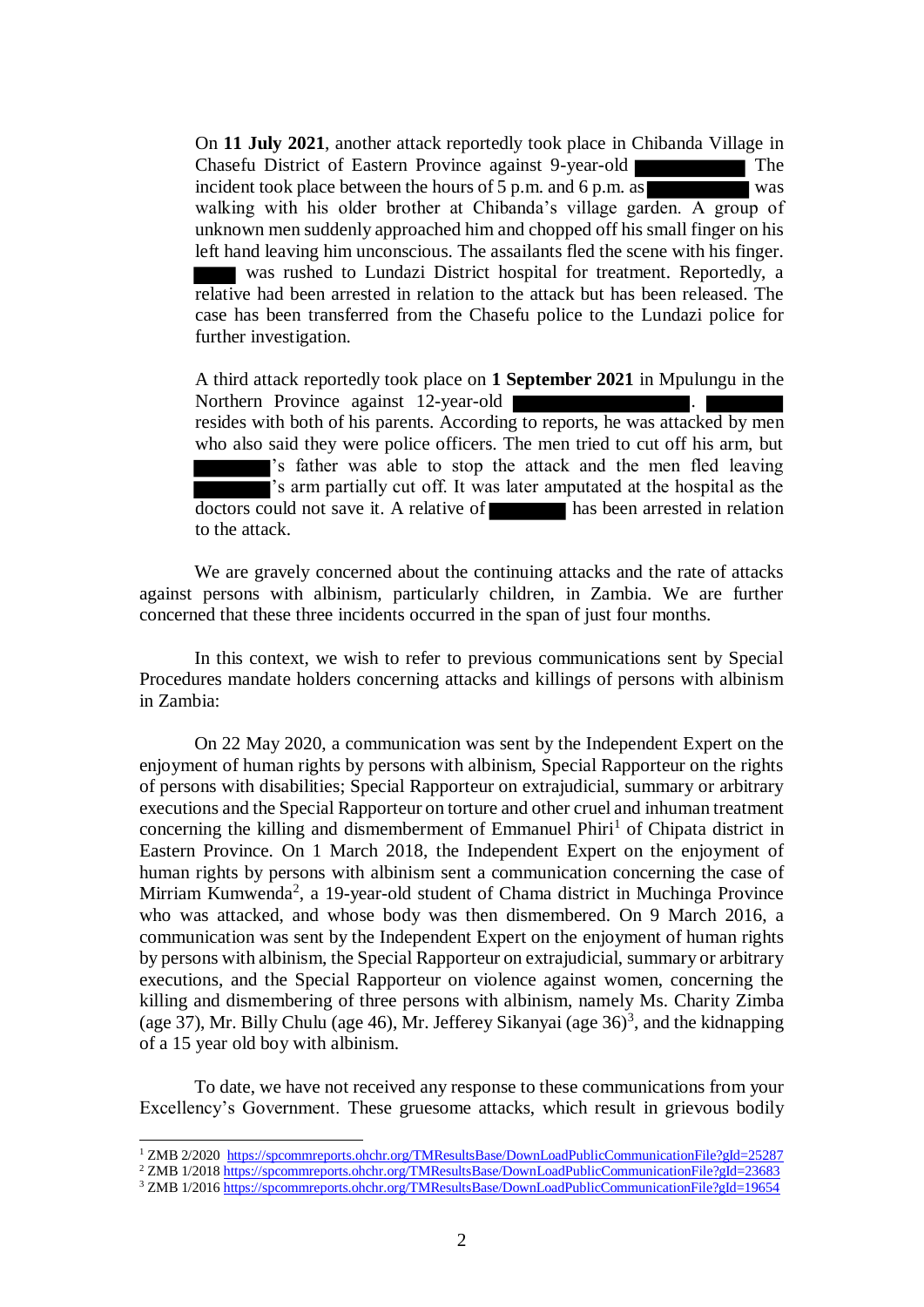On **11 July 2021**, another attack reportedly took place in Chibanda Village in Chasefu District of Eastern Province against 9-year-old ███████ The incident took place between the hours of 5 p.m. and 6 p.m. as ███████ was walking with his older brother at Chibanda's village garden. A group of unknown men suddenly approached him and chopped off his small finger on his left hand leaving him unconscious. The assailants fled the scene with his finger. ███ was rushed to Lundazi District hospital for treatment. Reportedly, a relative had been arrested in relation to the attack but has been released. The case has been transferred from the Chasefu police to the Lundazi police for further investigation.

A third attack reportedly took place on **1 September 2021** in Mpulungu in the Northern Province against 12-year-old ███████████. █████ resides with both of his parents. According to reports, he was attacked by men who also said they were police officers. The men tried to cut off his arm, but █████'s father was able to stop the attack and the men fled leaving █████'s arm partially cut off. It was later amputated at the hospital as the doctors could not save it. A relative of █████ has been arrested in relation to the attack.

We are gravely concerned about the continuing attacks and the rate of attacks against persons with albinism, particularly children, in Zambia. We are further concerned that these three incidents occurred in the span of just four months.

In this context, we wish to refer to previous communications sent by Special Procedures mandate holders concerning attacks and killings of persons with albinism in Zambia:

On 22 May 2020, a communication was sent by the Independent Expert on the enjoyment of human rights by persons with albinism, Special Rapporteur on the rights of persons with disabilities; Special Rapporteur on extrajudicial, summary or arbitrary executions and the Special Rapporteur on torture and other cruel and inhuman treatment concerning the killing and dismemberment of Emmanuel Phiri[1] of Chipata district in Eastern Province. On 1 March 2018, the Independent Expert on the enjoyment of human rights by persons with albinism sent a communication concerning the case of Mirriam Kumwenda[2], a 19-year-old student of Chama district in Muchinga Province who was attacked, and whose body was then dismembered. On 9 March 2016, a communication was sent by the Independent Expert on the enjoyment of human rights by persons with albinism, the Special Rapporteur on extrajudicial, summary or arbitrary executions, and the Special Rapporteur on violence against women, concerning the killing and dismembering of three persons with albinism, namely Ms. Charity Zimba (age 37), Mr. Billy Chulu (age 46), Mr. Jefferey Sikanyai (age 36)[3], and the kidnapping of a 15 year old boy with albinism.

To date, we have not received any response to these communications from your Excellency's Government. These gruesome attacks, which result in grievous bodily

---

[1] ZMB 2/2020 https://spcommreports.ohchr.org/TMResultsBase/DownLoadPublicCommunicationFile?gId=25287
[2] ZMB 1/2018 https://spcommreports.ohchr.org/TMResultsBase/DownLoadPublicCommunicationFile?gId=23683
[3] ZMB 1/2016 https://spcommreports.ohchr.org/TMResultsBase/DownLoadPublicCommunicationFile?gId=19654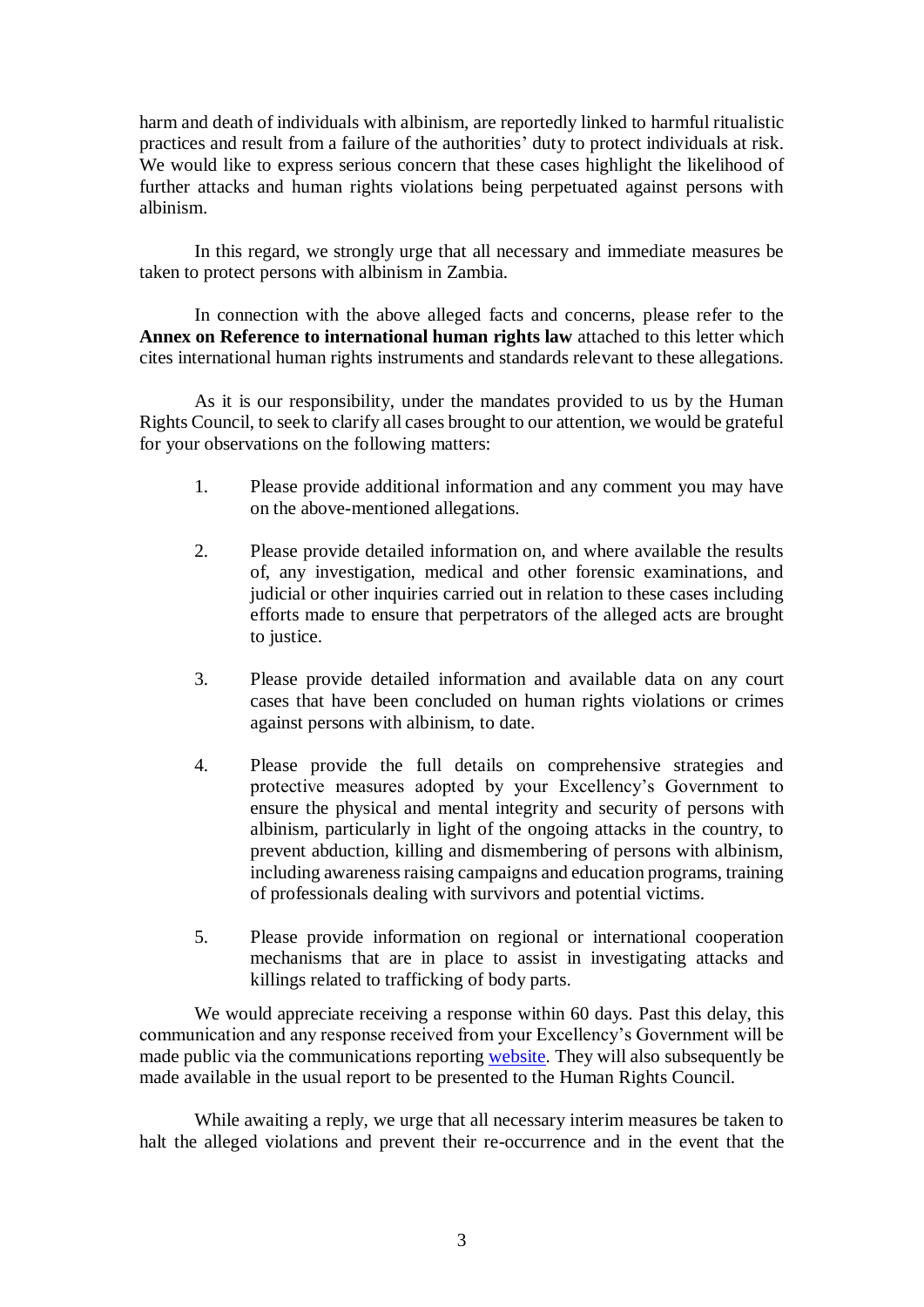harm and death of individuals with albinism, are reportedly linked to harmful ritualistic practices and result from a failure of the authorities' duty to protect individuals at risk. We would like to express serious concern that these cases highlight the likelihood of further attacks and human rights violations being perpetuated against persons with albinism.

In this regard, we strongly urge that all necessary and immediate measures be taken to protect persons with albinism in Zambia.

In connection with the above alleged facts and concerns, please refer to the **Annex on Reference to international human rights law** attached to this letter which cites international human rights instruments and standards relevant to these allegations.

As it is our responsibility, under the mandates provided to us by the Human Rights Council, to seek to clarify all cases brought to our attention, we would be grateful for your observations on the following matters:

1. Please provide additional information and any comment you may have on the above-mentioned allegations.

2. Please provide detailed information on, and where available the results of, any investigation, medical and other forensic examinations, and judicial or other inquiries carried out in relation to these cases including efforts made to ensure that perpetrators of the alleged acts are brought to justice.

3. Please provide detailed information and available data on any court cases that have been concluded on human rights violations or crimes against persons with albinism, to date.

4. Please provide the full details on comprehensive strategies and protective measures adopted by your Excellency's Government to ensure the physical and mental integrity and security of persons with albinism, particularly in light of the ongoing attacks in the country, to prevent abduction, killing and dismembering of persons with albinism, including awareness raising campaigns and education programs, training of professionals dealing with survivors and potential victims.

5. Please provide information on regional or international cooperation mechanisms that are in place to assist in investigating attacks and killings related to trafficking of body parts.

We would appreciate receiving a response within 60 days. Past this delay, this communication and any response received from your Excellency's Government will be made public via the communications reporting website. They will also subsequently be made available in the usual report to be presented to the Human Rights Council.

While awaiting a reply, we urge that all necessary interim measures be taken to halt the alleged violations and prevent their re-occurrence and in the event that the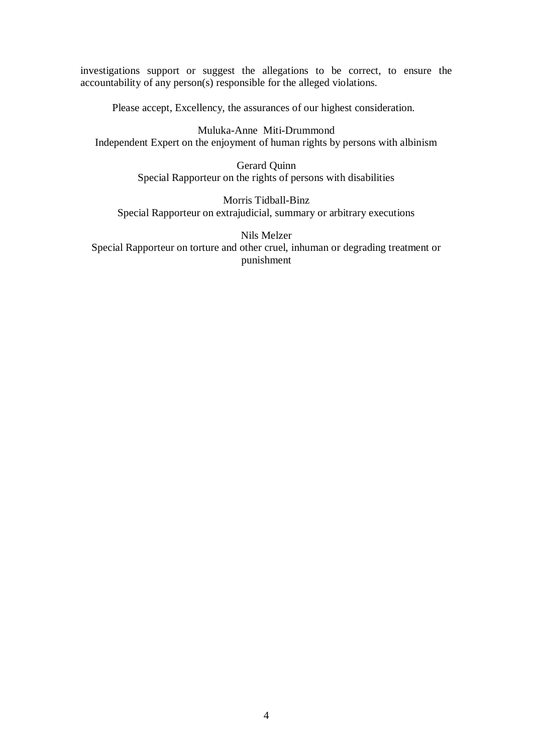investigations support or suggest the allegations to be correct, to ensure the accountability of any person(s) responsible for the alleged violations.

Please accept, Excellency, the assurances of our highest consideration.

Muluka-Anne Miti-Drummond
Independent Expert on the enjoyment of human rights by persons with albinism

Gerard Quinn
Special Rapporteur on the rights of persons with disabilities

Morris Tidball-Binz
Special Rapporteur on extrajudicial, summary or arbitrary executions

Nils Melzer
Special Rapporteur on torture and other cruel, inhuman or degrading treatment or punishment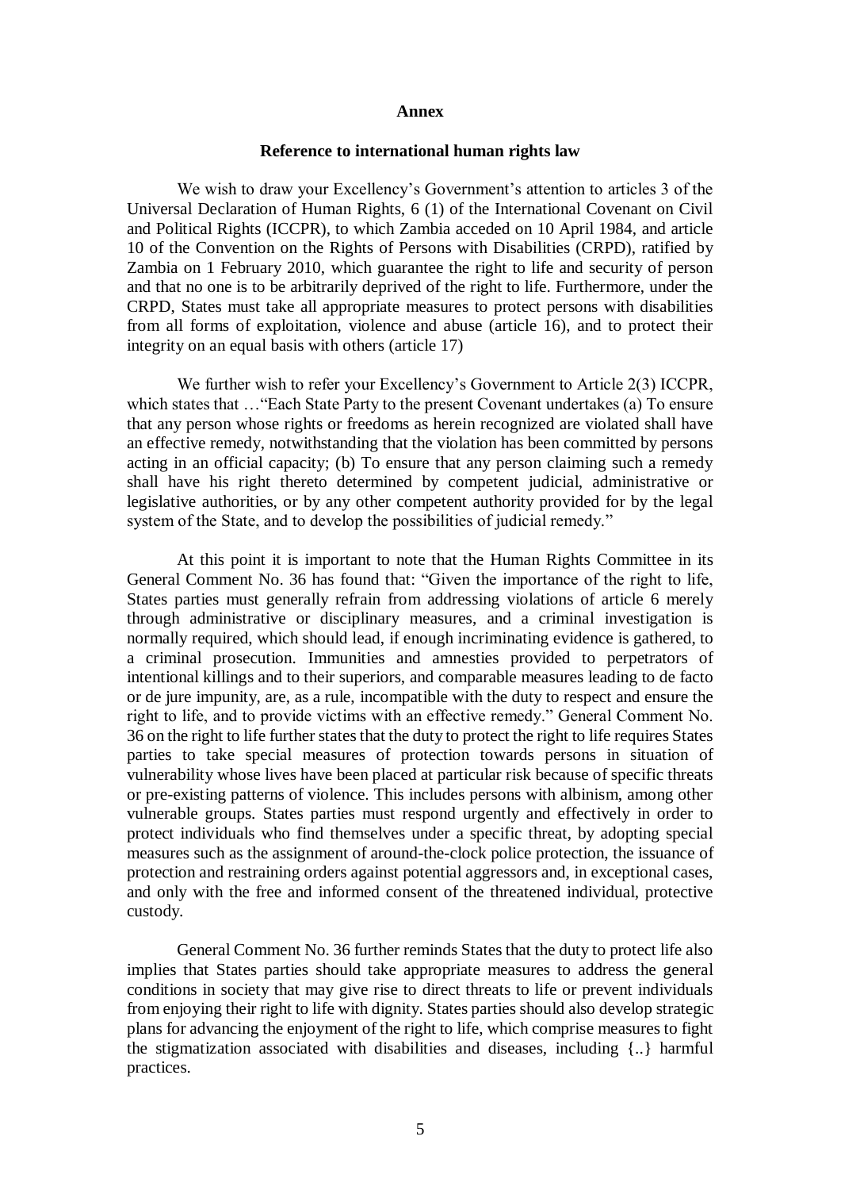**Annex**

**Reference to international human rights law**

We wish to draw your Excellency's Government's attention to articles 3 of the Universal Declaration of Human Rights, 6 (1) of the International Covenant on Civil and Political Rights (ICCPR), to which Zambia acceded on 10 April 1984, and article 10 of the Convention on the Rights of Persons with Disabilities (CRPD), ratified by Zambia on 1 February 2010, which guarantee the right to life and security of person and that no one is to be arbitrarily deprived of the right to life. Furthermore, under the CRPD, States must take all appropriate measures to protect persons with disabilities from all forms of exploitation, violence and abuse (article 16), and to protect their integrity on an equal basis with others (article 17)

We further wish to refer your Excellency's Government to Article 2(3) ICCPR, which states that …"Each State Party to the present Covenant undertakes (a) To ensure that any person whose rights or freedoms as herein recognized are violated shall have an effective remedy, notwithstanding that the violation has been committed by persons acting in an official capacity; (b) To ensure that any person claiming such a remedy shall have his right thereto determined by competent judicial, administrative or legislative authorities, or by any other competent authority provided for by the legal system of the State, and to develop the possibilities of judicial remedy."

At this point it is important to note that the Human Rights Committee in its General Comment No. 36 has found that: "Given the importance of the right to life, States parties must generally refrain from addressing violations of article 6 merely through administrative or disciplinary measures, and a criminal investigation is normally required, which should lead, if enough incriminating evidence is gathered, to a criminal prosecution. Immunities and amnesties provided to perpetrators of intentional killings and to their superiors, and comparable measures leading to de facto or de jure impunity, are, as a rule, incompatible with the duty to respect and ensure the right to life, and to provide victims with an effective remedy." General Comment No. 36 on the right to life further states that the duty to protect the right to life requires States parties to take special measures of protection towards persons in situation of vulnerability whose lives have been placed at particular risk because of specific threats or pre-existing patterns of violence. This includes persons with albinism, among other vulnerable groups. States parties must respond urgently and effectively in order to protect individuals who find themselves under a specific threat, by adopting special measures such as the assignment of around-the-clock police protection, the issuance of protection and restraining orders against potential aggressors and, in exceptional cases, and only with the free and informed consent of the threatened individual, protective custody.

General Comment No. 36 further reminds States that the duty to protect life also implies that States parties should take appropriate measures to address the general conditions in society that may give rise to direct threats to life or prevent individuals from enjoying their right to life with dignity. States parties should also develop strategic plans for advancing the enjoyment of the right to life, which comprise measures to fight the stigmatization associated with disabilities and diseases, including {..} harmful practices.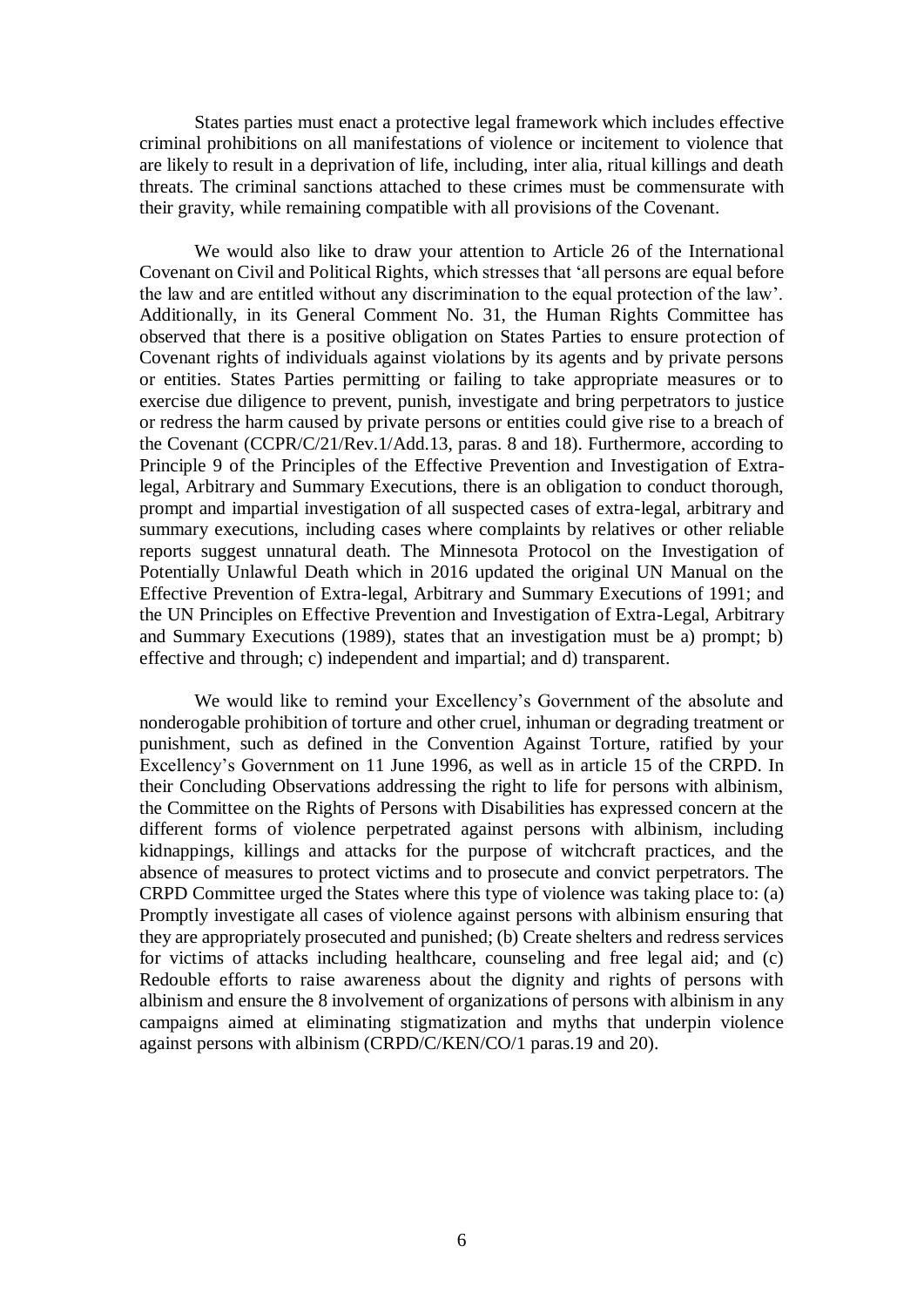States parties must enact a protective legal framework which includes effective criminal prohibitions on all manifestations of violence or incitement to violence that are likely to result in a deprivation of life, including, inter alia, ritual killings and death threats. The criminal sanctions attached to these crimes must be commensurate with their gravity, while remaining compatible with all provisions of the Covenant.

We would also like to draw your attention to Article 26 of the International Covenant on Civil and Political Rights, which stresses that 'all persons are equal before the law and are entitled without any discrimination to the equal protection of the law'. Additionally, in its General Comment No. 31, the Human Rights Committee has observed that there is a positive obligation on States Parties to ensure protection of Covenant rights of individuals against violations by its agents and by private persons or entities. States Parties permitting or failing to take appropriate measures or to exercise due diligence to prevent, punish, investigate and bring perpetrators to justice or redress the harm caused by private persons or entities could give rise to a breach of the Covenant (CCPR/C/21/Rev.1/Add.13, paras. 8 and 18). Furthermore, according to Principle 9 of the Principles of the Effective Prevention and Investigation of Extra-legal, Arbitrary and Summary Executions, there is an obligation to conduct thorough, prompt and impartial investigation of all suspected cases of extra-legal, arbitrary and summary executions, including cases where complaints by relatives or other reliable reports suggest unnatural death. The Minnesota Protocol on the Investigation of Potentially Unlawful Death which in 2016 updated the original UN Manual on the Effective Prevention of Extra-legal, Arbitrary and Summary Executions of 1991; and the UN Principles on Effective Prevention and Investigation of Extra-Legal, Arbitrary and Summary Executions (1989), states that an investigation must be a) prompt; b) effective and through; c) independent and impartial; and d) transparent.

We would like to remind your Excellency's Government of the absolute and nonderogable prohibition of torture and other cruel, inhuman or degrading treatment or punishment, such as defined in the Convention Against Torture, ratified by your Excellency's Government on 11 June 1996, as well as in article 15 of the CRPD. In their Concluding Observations addressing the right to life for persons with albinism, the Committee on the Rights of Persons with Disabilities has expressed concern at the different forms of violence perpetrated against persons with albinism, including kidnappings, killings and attacks for the purpose of witchcraft practices, and the absence of measures to protect victims and to prosecute and convict perpetrators. The CRPD Committee urged the States where this type of violence was taking place to: (a) Promptly investigate all cases of violence against persons with albinism ensuring that they are appropriately prosecuted and punished; (b) Create shelters and redress services for victims of attacks including healthcare, counseling and free legal aid; and (c) Redouble efforts to raise awareness about the dignity and rights of persons with albinism and ensure the 8 involvement of organizations of persons with albinism in any campaigns aimed at eliminating stigmatization and myths that underpin violence against persons with albinism (CRPD/C/KEN/CO/1 paras.19 and 20).